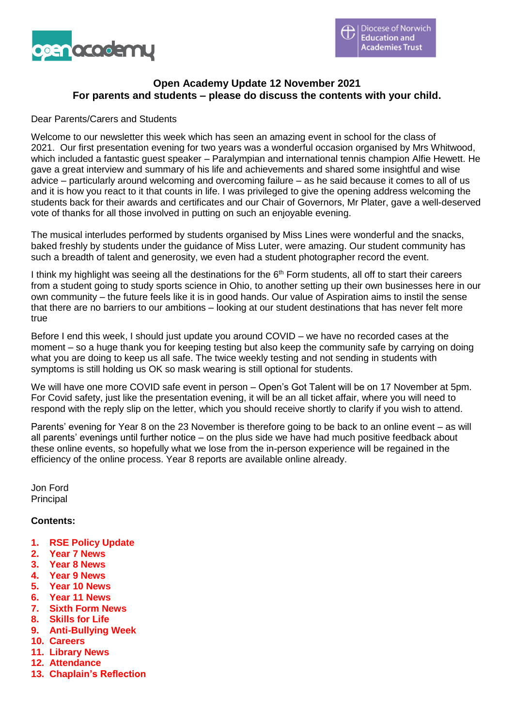# Open Academy Update 12 November 2021
## For parents and students – please do discuss the contents with your child.

Dear Parents/Carers and Students

Welcome to our newsletter this week which has seen an amazing event in school for the class of 2021. Our first presentation evening for two years was a wonderful occasion organised by Mrs Whitwood, which included a fantastic guest speaker – Paralympian and international tennis champion Alfie Hewett. He gave a great interview and summary of his life and achievements and shared some insightful and wise advice – particularly around welcoming and overcoming failure – as he said because it comes to all of us and it is how you react to it that counts in life. I was privileged to give the opening address welcoming the students back for their awards and certificates and our Chair of Governors, Mr Plater, gave a well-deserved vote of thanks for all those involved in putting on such an enjoyable evening.

The musical interludes performed by students organised by Miss Lines were wonderful and the snacks, baked freshly by students under the guidance of Miss Luter, were amazing. Our student community has such a breadth of talent and generosity, we even had a student photographer record the event.

I think my highlight was seeing all the destinations for the 6th Form students, all off to start their careers from a student going to study sports science in Ohio, to another setting up their own businesses here in our own community – the future feels like it is in good hands. Our value of Aspiration aims to instil the sense that there are no barriers to our ambitions – looking at our student destinations that has never felt more true

Before I end this week, I should just update you around COVID – we have no recorded cases at the moment – so a huge thank you for keeping testing but also keep the community safe by carrying on doing what you are doing to keep us all safe. The twice weekly testing and not sending in students with symptoms is still holding us OK so mask wearing is still optional for students.

We will have one more COVID safe event in person – Open's Got Talent will be on 17 November at 5pm. For Covid safety, just like the presentation evening, it will be an all ticket affair, where you will need to respond with the reply slip on the letter, which you should receive shortly to clarify if you wish to attend.

Parents' evening for Year 8 on the 23 November is therefore going to be back to an online event – as will all parents' evenings until further notice – on the plus side we have had much positive feedback about these online events, so hopefully what we lose from the in-person experience will be regained in the efficiency of the online process. Year 8 reports are available online already.

Jon Ford
Principal

**Contents:**

1. **RSE Policy Update**
2. **Year 7 News**
3. **Year 8 News**
4. **Year 9 News**
5. **Year 10 News**
6. **Year 11 News**
7. **Sixth Form News**
8. **Skills for Life**
9. **Anti-Bullying Week**
10. **Careers**
11. **Library News**
12. **Attendance**
13. **Chaplain's Reflection**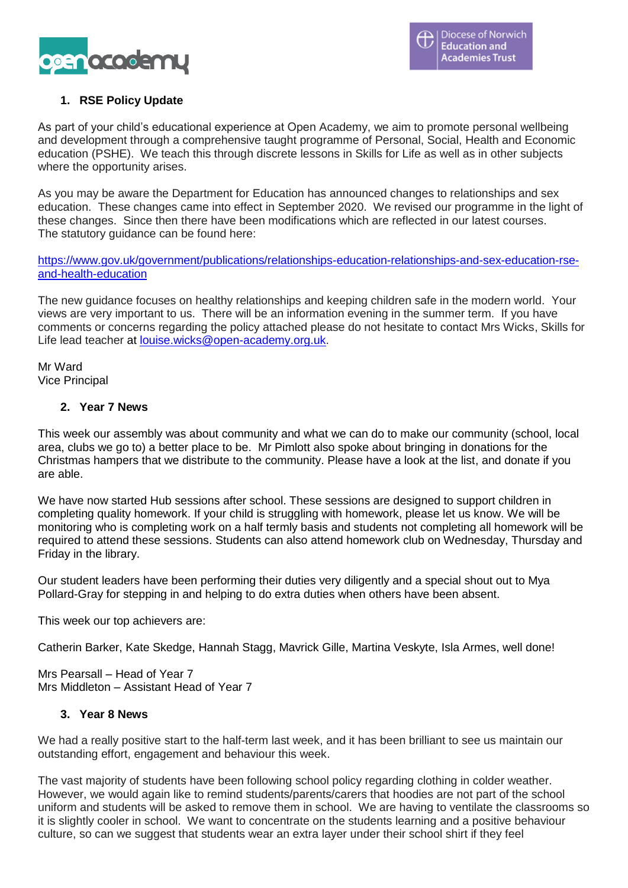1. **RSE Policy Update**

As part of your child's educational experience at Open Academy, we aim to promote personal wellbeing and development through a comprehensive taught programme of Personal, Social, Health and Economic education (PSHE). We teach this through discrete lessons in Skills for Life as well as in other subjects where the opportunity arises.

As you may be aware the Department for Education has announced changes to relationships and sex education. These changes came into effect in September 2020. We revised our programme in the light of these changes. Since then there have been modifications which are reflected in our latest courses. The statutory guidance can be found here:

https://www.gov.uk/government/publications/relationships-education-relationships-and-sex-education-rse-and-health-education

The new guidance focuses on healthy relationships and keeping children safe in the modern world. Your views are very important to us. There will be an information evening in the summer term. If you have comments or concerns regarding the policy attached please do not hesitate to contact Mrs Wicks, Skills for Life lead teacher at louise.wicks@open-academy.org.uk.

Mr Ward
Vice Principal

2. **Year 7 News**

This week our assembly was about community and what we can do to make our community (school, local area, clubs we go to) a better place to be. Mr Pimlott also spoke about bringing in donations for the Christmas hampers that we distribute to the community. Please have a look at the list, and donate if you are able.

We have now started Hub sessions after school. These sessions are designed to support children in completing quality homework. If your child is struggling with homework, please let us know. We will be monitoring who is completing work on a half termly basis and students not completing all homework will be required to attend these sessions. Students can also attend homework club on Wednesday, Thursday and Friday in the library.

Our student leaders have been performing their duties very diligently and a special shout out to Mya Pollard-Gray for stepping in and helping to do extra duties when others have been absent.

This week our top achievers are:

Catherin Barker, Kate Skedge, Hannah Stagg, Mavrick Gille, Martina Veskyte, Isla Armes, well done!

Mrs Pearsall – Head of Year 7
Mrs Middleton – Assistant Head of Year 7

3. **Year 8 News**

We had a really positive start to the half-term last week, and it has been brilliant to see us maintain our outstanding effort, engagement and behaviour this week.

The vast majority of students have been following school policy regarding clothing in colder weather. However, we would again like to remind students/parents/carers that hoodies are not part of the school uniform and students will be asked to remove them in school. We are having to ventilate the classrooms so it is slightly cooler in school. We want to concentrate on the students learning and a positive behaviour culture, so can we suggest that students wear an extra layer under their school shirt if they feel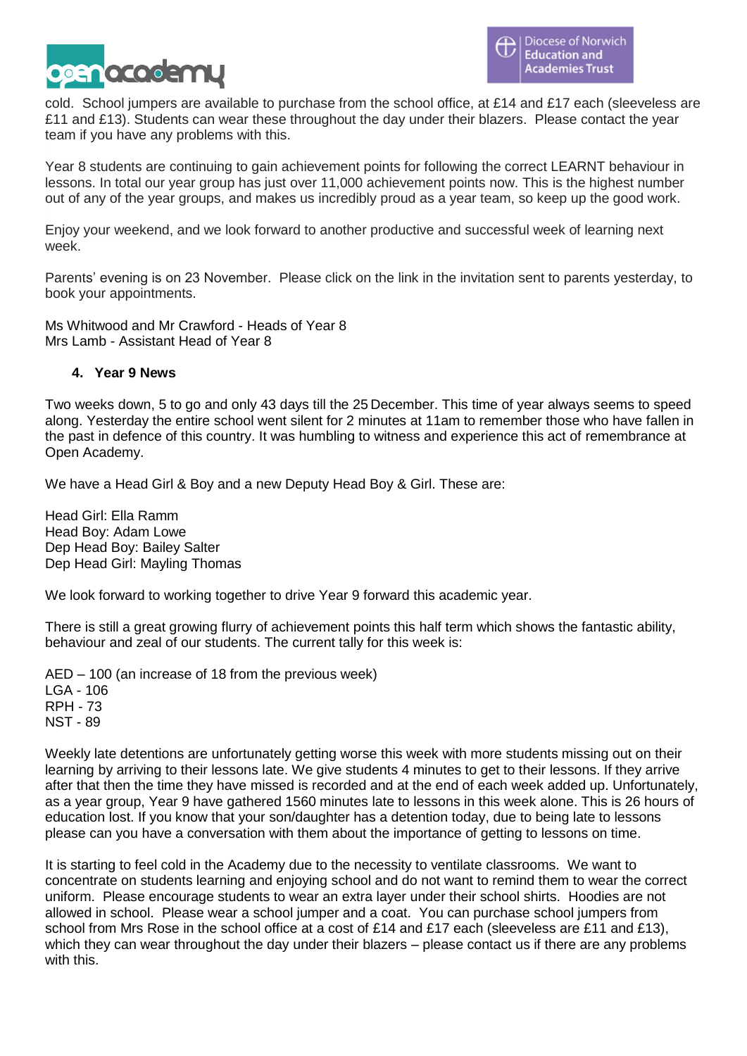cold. School jumpers are available to purchase from the school office, at £14 and £17 each (sleeveless are £11 and £13). Students can wear these throughout the day under their blazers. Please contact the year team if you have any problems with this.

Year 8 students are continuing to gain achievement points for following the correct LEARNT behaviour in lessons. In total our year group has just over 11,000 achievement points now. This is the highest number out of any of the year groups, and makes us incredibly proud as a year team, so keep up the good work.

Enjoy your weekend, and we look forward to another productive and successful week of learning next week.

Parents' evening is on 23 November. Please click on the link in the invitation sent to parents yesterday, to book your appointments.

Ms Whitwood and Mr Crawford - Heads of Year 8
Mrs Lamb - Assistant Head of Year 8

## 4. Year 9 News

Two weeks down, 5 to go and only 43 days till the 25 December. This time of year always seems to speed along. Yesterday the entire school went silent for 2 minutes at 11am to remember those who have fallen in the past in defence of this country. It was humbling to witness and experience this act of remembrance at Open Academy.

We have a Head Girl & Boy and a new Deputy Head Boy & Girl. These are:

Head Girl: Ella Ramm
Head Boy: Adam Lowe
Dep Head Boy: Bailey Salter
Dep Head Girl: Mayling Thomas

We look forward to working together to drive Year 9 forward this academic year.

There is still a great growing flurry of achievement points this half term which shows the fantastic ability, behaviour and zeal of our students. The current tally for this week is:

AED – 100 (an increase of 18 from the previous week)
LGA - 106
RPH - 73
NST - 89

Weekly late detentions are unfortunately getting worse this week with more students missing out on their learning by arriving to their lessons late. We give students 4 minutes to get to their lessons. If they arrive after that then the time they have missed is recorded and at the end of each week added up. Unfortunately, as a year group, Year 9 have gathered 1560 minutes late to lessons in this week alone. This is 26 hours of education lost. If you know that your son/daughter has a detention today, due to being late to lessons please can you have a conversation with them about the importance of getting to lessons on time.

It is starting to feel cold in the Academy due to the necessity to ventilate classrooms. We want to concentrate on students learning and enjoying school and do not want to remind them to wear the correct uniform. Please encourage students to wear an extra layer under their school shirts. Hoodies are not allowed in school. Please wear a school jumper and a coat. You can purchase school jumpers from school from Mrs Rose in the school office at a cost of £14 and £17 each (sleeveless are £11 and £13), which they can wear throughout the day under their blazers – please contact us if there are any problems with this.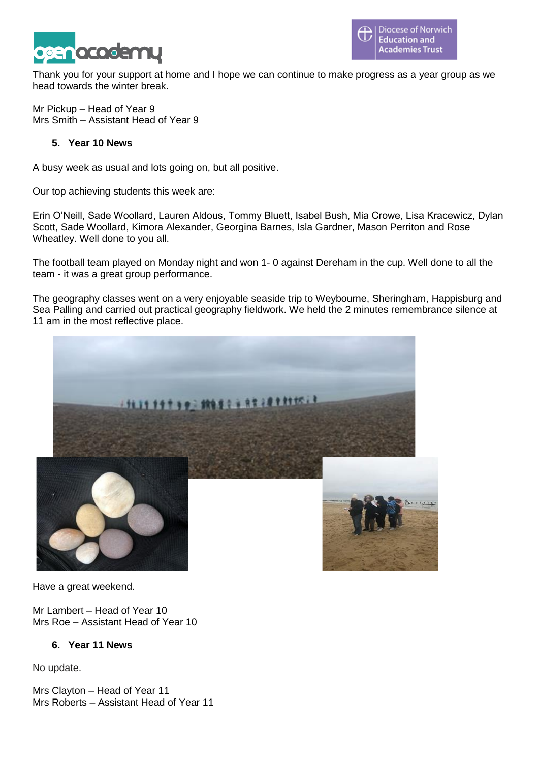Thank you for your support at home and I hope we can continue to make progress as a year group as we head towards the winter break.

Mr Pickup – Head of Year 9
Mrs Smith – Assistant Head of Year 9

## 5. Year 10 News

A busy week as usual and lots going on, but all positive.

Our top achieving students this week are:

Erin O'Neill, Sade Woollard, Lauren Aldous, Tommy Bluett, Isabel Bush, Mia Crowe, Lisa Kracewicz, Dylan Scott, Sade Woollard, Kimora Alexander, Georgina Barnes, Isla Gardner, Mason Perriton and Rose Wheatley. Well done to you all.

The football team played on Monday night and won 1- 0 against Dereham in the cup. Well done to all the team - it was a great group performance.

The geography classes went on a very enjoyable seaside trip to Weybourne, Sheringham, Happisburg and Sea Palling and carried out practical geography fieldwork. We held the 2 minutes remembrance silence at 11 am in the most reflective place.

Have a great weekend.

Mr Lambert – Head of Year 10
Mrs Roe – Assistant Head of Year 10

## 6. Year 11 News

No update.

Mrs Clayton – Head of Year 11
Mrs Roberts – Assistant Head of Year 11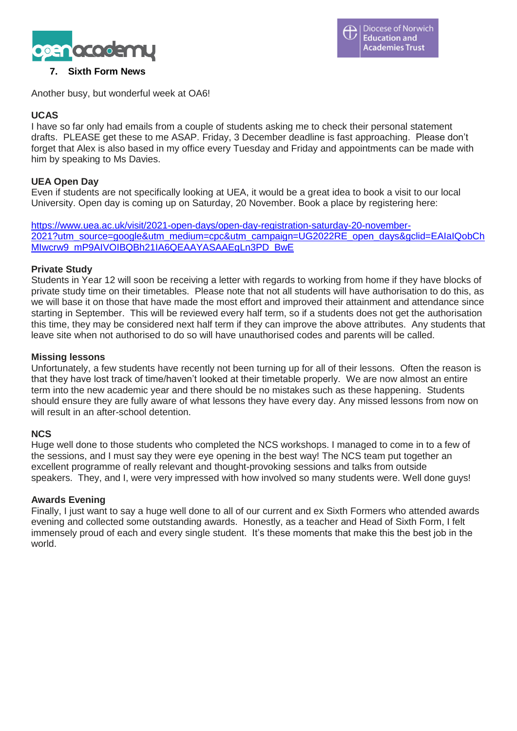## 7. Sixth Form News

Another busy, but wonderful week at OA6!

### UCAS

I have so far only had emails from a couple of students asking me to check their personal statement drafts. PLEASE get these to me ASAP. Friday, 3 December deadline is fast approaching. Please don't forget that Alex is also based in my office every Tuesday and Friday and appointments can be made with him by speaking to Ms Davies.

### UEA Open Day

Even if students are not specifically looking at UEA, it would be a great idea to book a visit to our local University. Open day is coming up on Saturday, 20 November. Book a place by registering here:

https://www.uea.ac.uk/visit/2021-open-days/open-day-registration-saturday-20-november-2021?utm_source=google&utm_medium=cpc&utm_campaign=UG2022RE_open_days&gclid=EAIaIQobChMIwcrw9_mP9AIVOIBQBh21IA6QEAAYASAAEgLn3PD_BwE

### Private Study

Students in Year 12 will soon be receiving a letter with regards to working from home if they have blocks of private study time on their timetables. Please note that not all students will have authorisation to do this, as we will base it on those that have made the most effort and improved their attainment and attendance since starting in September. This will be reviewed every half term, so if a students does not get the authorisation this time, they may be considered next half term if they can improve the above attributes. Any students that leave site when not authorised to do so will have unauthorised codes and parents will be called.

### Missing lessons

Unfortunately, a few students have recently not been turning up for all of their lessons. Often the reason is that they have lost track of time/haven't looked at their timetable properly. We are now almost an entire term into the new academic year and there should be no mistakes such as these happening. Students should ensure they are fully aware of what lessons they have every day. Any missed lessons from now on will result in an after-school detention.

### NCS

Huge well done to those students who completed the NCS workshops. I managed to come in to a few of the sessions, and I must say they were eye opening in the best way! The NCS team put together an excellent programme of really relevant and thought-provoking sessions and talks from outside speakers. They, and I, were very impressed with how involved so many students were. Well done guys!

### Awards Evening

Finally, I just want to say a huge well done to all of our current and ex Sixth Formers who attended awards evening and collected some outstanding awards. Honestly, as a teacher and Head of Sixth Form, I felt immensely proud of each and every single student. It's these moments that make this the best job in the world.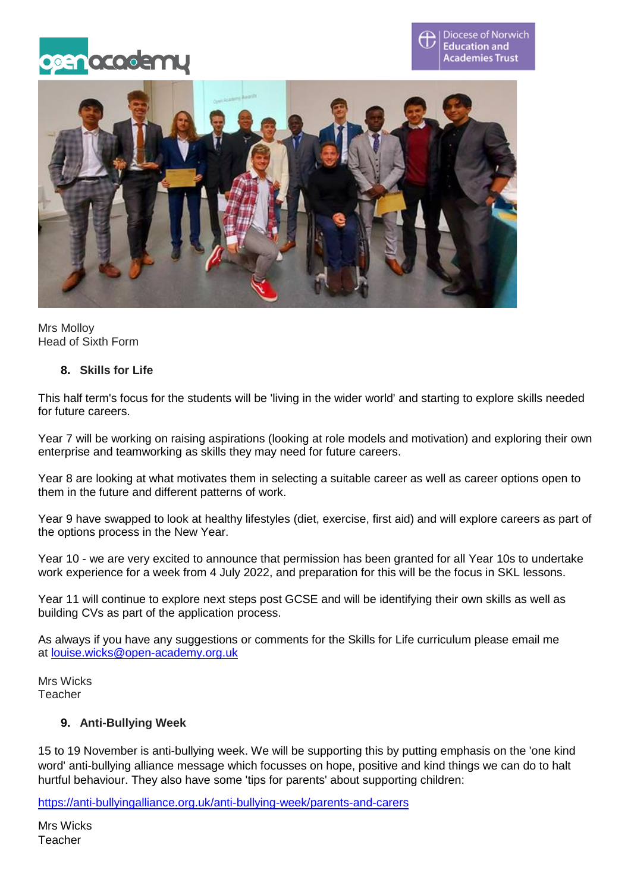Mrs Molloy
Head of Sixth Form

## 8. Skills for Life

This half term's focus for the students will be 'living in the wider world' and starting to explore skills needed for future careers.

Year 7 will be working on raising aspirations (looking at role models and motivation) and exploring their own enterprise and teamworking as skills they may need for future careers.

Year 8 are looking at what motivates them in selecting a suitable career as well as career options open to them in the future and different patterns of work.

Year 9 have swapped to look at healthy lifestyles (diet, exercise, first aid) and will explore careers as part of the options process in the New Year.

Year 10 - we are very excited to announce that permission has been granted for all Year 10s to undertake work experience for a week from 4 July 2022, and preparation for this will be the focus in SKL lessons.

Year 11 will continue to explore next steps post GCSE and will be identifying their own skills as well as building CVs as part of the application process.

As always if you have any suggestions or comments for the Skills for Life curriculum please email me at [louise.wicks@open-academy.org.uk](mailto:louise.wicks@open-academy.org.uk)

Mrs Wicks
Teacher

## 9. Anti-Bullying Week

15 to 19 November is anti-bullying week. We will be supporting this by putting emphasis on the 'one kind word' anti-bullying alliance message which focusses on hope, positive and kind things we can do to halt hurtful behaviour. They also have some 'tips for parents' about supporting children:

[https://anti-bullyingalliance.org.uk/anti-bullying-week/parents-and-carers](https://anti-bullyingalliance.org.uk/anti-bullying-week/parents-and-carers)

Mrs Wicks
Teacher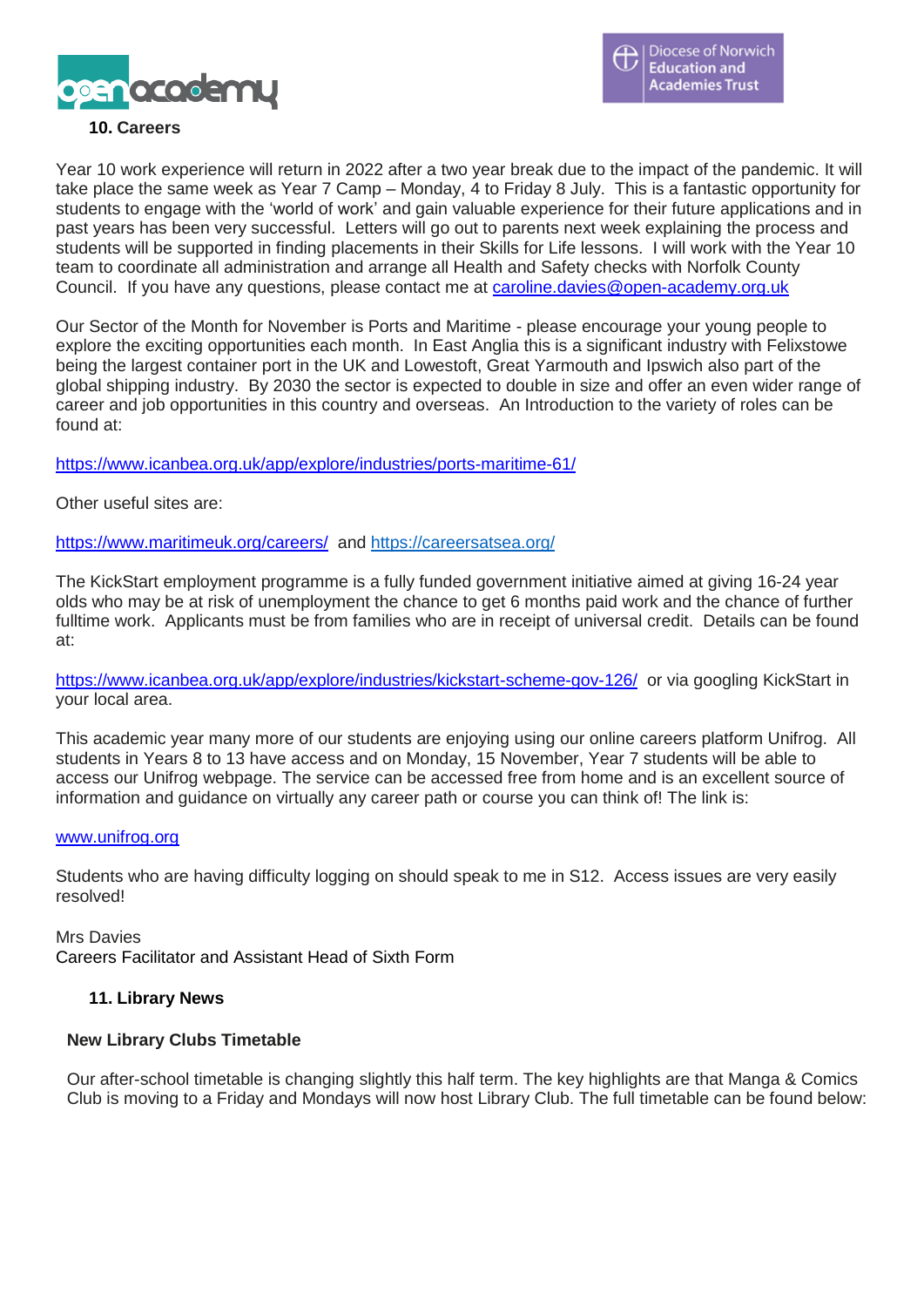## 10. Careers

Year 10 work experience will return in 2022 after a two year break due to the impact of the pandemic. It will take place the same week as Year 7 Camp – Monday, 4 to Friday 8 July. This is a fantastic opportunity for students to engage with the 'world of work' and gain valuable experience for their future applications and in past years has been very successful. Letters will go out to parents next week explaining the process and students will be supported in finding placements in their Skills for Life lessons. I will work with the Year 10 team to coordinate all administration and arrange all Health and Safety checks with Norfolk County Council. If you have any questions, please contact me at caroline.davies@open-academy.org.uk

Our Sector of the Month for November is Ports and Maritime - please encourage your young people to explore the exciting opportunities each month. In East Anglia this is a significant industry with Felixstowe being the largest container port in the UK and Lowestoft, Great Yarmouth and Ipswich also part of the global shipping industry. By 2030 the sector is expected to double in size and offer an even wider range of career and job opportunities in this country and overseas. An Introduction to the variety of roles can be found at:

https://www.icanbea.org.uk/app/explore/industries/ports-maritime-61/

Other useful sites are:

https://www.maritimeuk.org/careers/ and https://careersatsea.org/

The KickStart employment programme is a fully funded government initiative aimed at giving 16-24 year olds who may be at risk of unemployment the chance to get 6 months paid work and the chance of further fulltime work. Applicants must be from families who are in receipt of universal credit. Details can be found at:

https://www.icanbea.org.uk/app/explore/industries/kickstart-scheme-gov-126/ or via googling KickStart in your local area.

This academic year many more of our students are enjoying using our online careers platform Unifrog. All students in Years 8 to 13 have access and on Monday, 15 November, Year 7 students will be able to access our Unifrog webpage. The service can be accessed free from home and is an excellent source of information and guidance on virtually any career path or course you can think of! The link is:

www.unifrog.org

Students who are having difficulty logging on should speak to me in S12. Access issues are very easily resolved!

Mrs Davies
Careers Facilitator and Assistant Head of Sixth Form

## 11. Library News

### New Library Clubs Timetable

Our after-school timetable is changing slightly this half term. The key highlights are that Manga & Comics Club is moving to a Friday and Mondays will now host Library Club. The full timetable can be found below: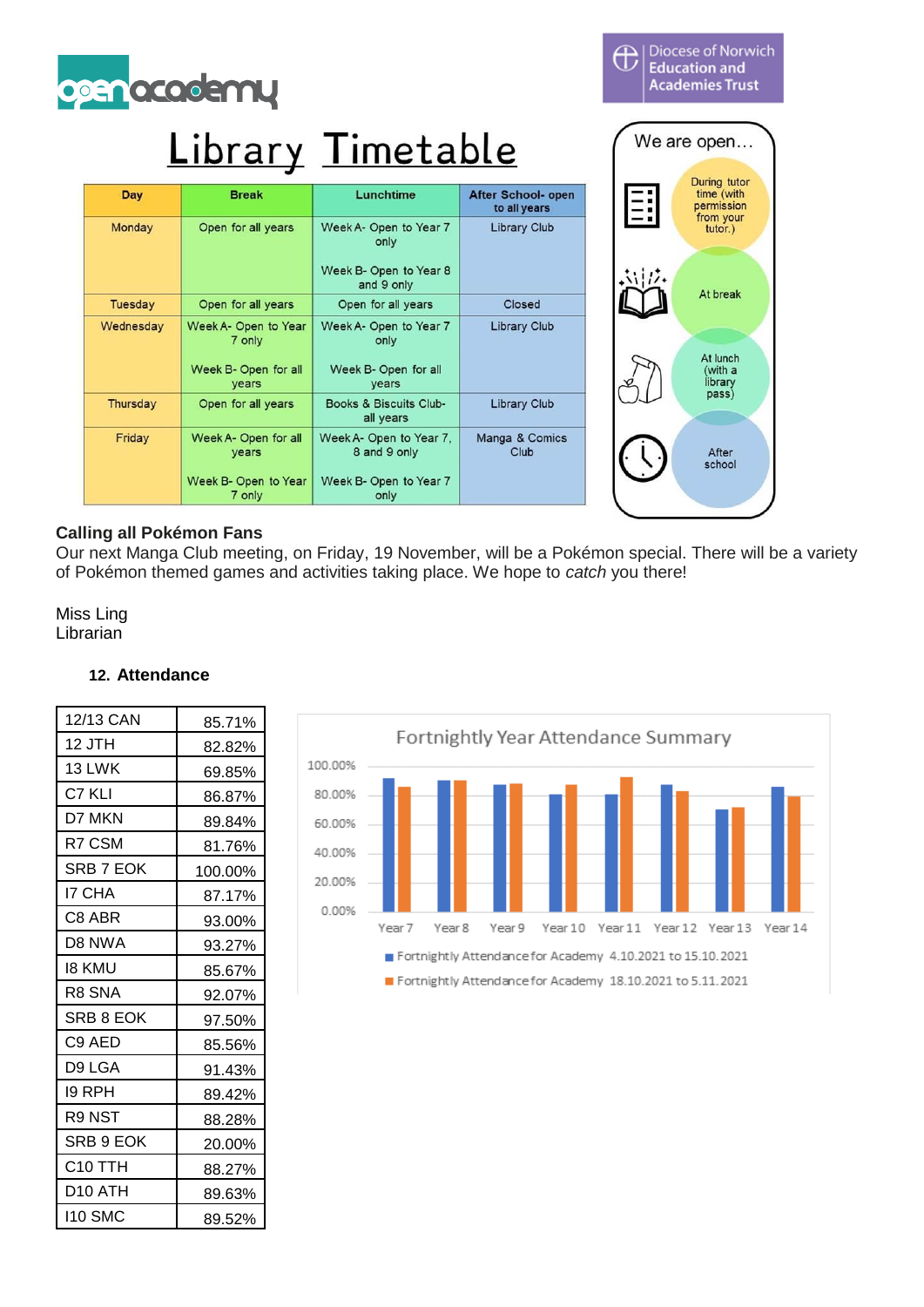# Library Timetable

| Day | Break | Lunchtime | After School- open to all years |
| --- | --- | --- | --- |
| Monday | Open for all years | Week A- Open to Year 7 only<br><br>Week B- Open to Year 8 and 9 only | Library Club |
| Tuesday | Open for all years | Open for all years | Closed |
| Wednesday | Week A- Open to Year 7 only<br><br>Week B- Open for all years | Week A- Open to Year 7 only<br><br>Week B- Open for all years | Library Club |
| Thursday | Open for all years | Books & Biscuits Club- all years | Library Club |
| Friday | Week A- Open for all years<br><br>Week B- Open to Year 7 only | Week A- Open to Year 7, 8 and 9 only<br><br>Week B- Open to Year 7 only | Manga & Comics Club |

We are open…

- During tutor time (with permission from your tutor.)
- At break
- At lunch (with a library pass)
- After school

**Calling all Pokémon Fans**

Our next Manga Club meeting, on Friday, 19 November, will be a Pokémon special. There will be a variety of Pokémon themed games and activities taking place. We hope to *catch* you there!

Miss Ling
Librarian

## 12. Attendance

| | |
| --- | --- |
| 12/13 CAN | 85.71% |
| 12 JTH | 82.82% |
| 13 LWK | 69.85% |
| C7 KLI | 86.87% |
| D7 MKN | 89.84% |
| R7 CSM | 81.76% |
| SRB 7 EOK | 100.00% |
| I7 CHA | 87.17% |
| C8 ABR | 93.00% |
| D8 NWA | 93.27% |
| I8 KMU | 85.67% |
| R8 SNA | 92.07% |
| SRB 8 EOK | 97.50% |
| C9 AED | 85.56% |
| D9 LGA | 91.43% |
| I9 RPH | 89.42% |
| R9 NST | 88.28% |
| SRB 9 EOK | 20.00% |
| C10 TTH | 88.27% |
| D10 ATH | 89.63% |
| I10 SMC | 89.52% |

Fortnightly Year Attendance Summary

- Fortnightly Attendance for Academy 4.10.2021 to 15.10.2021
- Fortnightly Attendance for Academy 18.10.2021 to 5.11.2021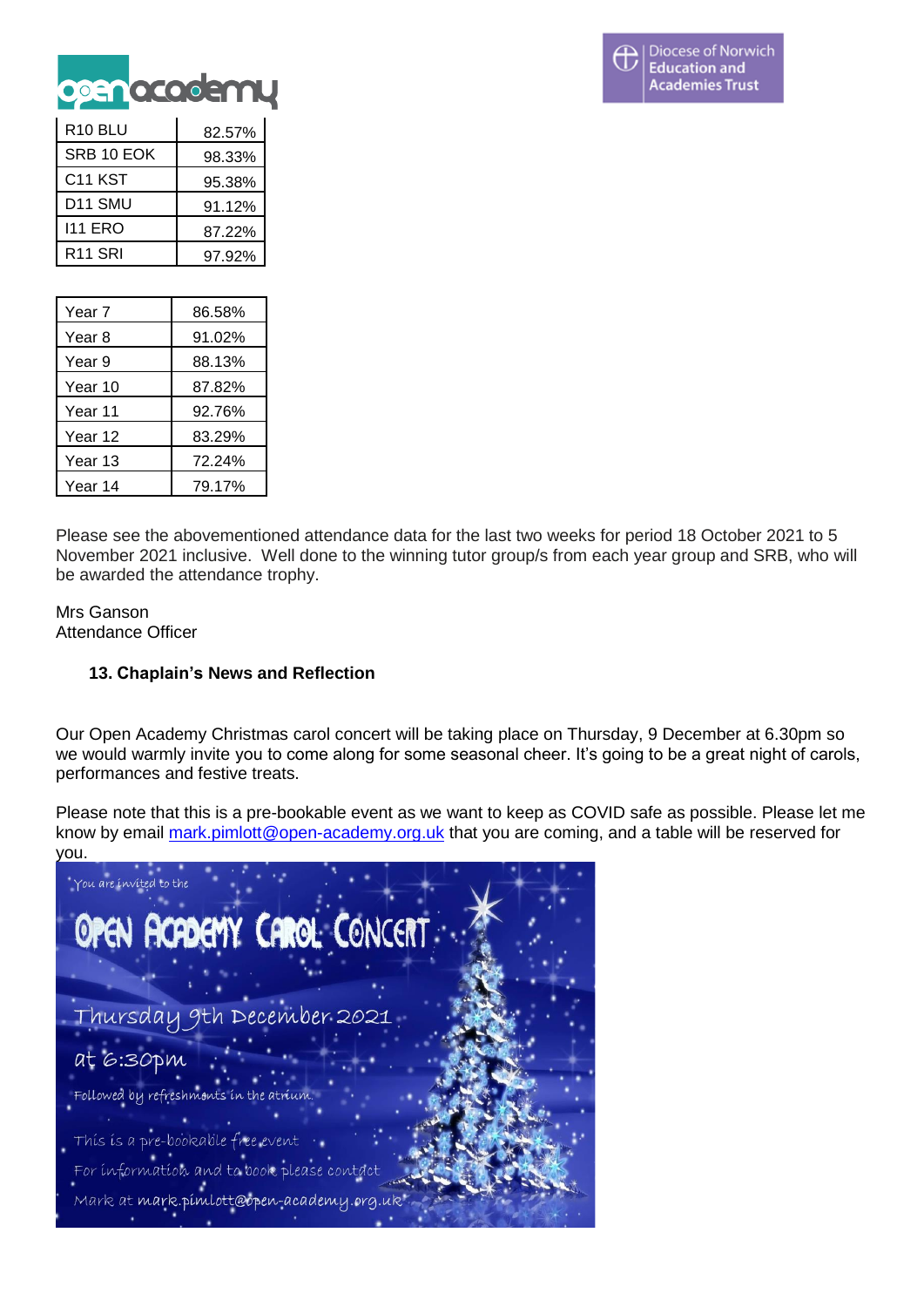| R10 BLU | 82.57% |
|---|---|
| SRB 10 EOK | 98.33% |
| C11 KST | 95.38% |
| D11 SMU | 91.12% |
| I11 ERO | 87.22% |
| R11 SRI | 97.92% |

| Year 7 | 86.58% |
|---|---|
| Year 8 | 91.02% |
| Year 9 | 88.13% |
| Year 10 | 87.82% |
| Year 11 | 92.76% |
| Year 12 | 83.29% |
| Year 13 | 72.24% |
| Year 14 | 79.17% |

Please see the abovementioned attendance data for the last two weeks for period 18 October 2021 to 5 November 2021 inclusive. Well done to the winning tutor group/s from each year group and SRB, who will be awarded the attendance trophy.

Mrs Ganson
Attendance Officer

### 13. Chaplain's News and Reflection

Our Open Academy Christmas carol concert will be taking place on Thursday, 9 December at 6.30pm so we would warmly invite you to come along for some seasonal cheer. It's going to be a great night of carols, performances and festive treats.

Please note that this is a pre-bookable event as we want to keep as COVID safe as possible. Please let me know by email mark.pimlott@open-academy.org.uk that you are coming, and a table will be reserved for you.

You are invited to the

OPEN ACADEMY CAROL CONCERT

Thursday 9th December 2021

at 6:30pm

Followed by refreshments in the atrium.

This is a pre-bookable free event

For information and to book please contact

Mark at mark.pimlott@open-academy.org.uk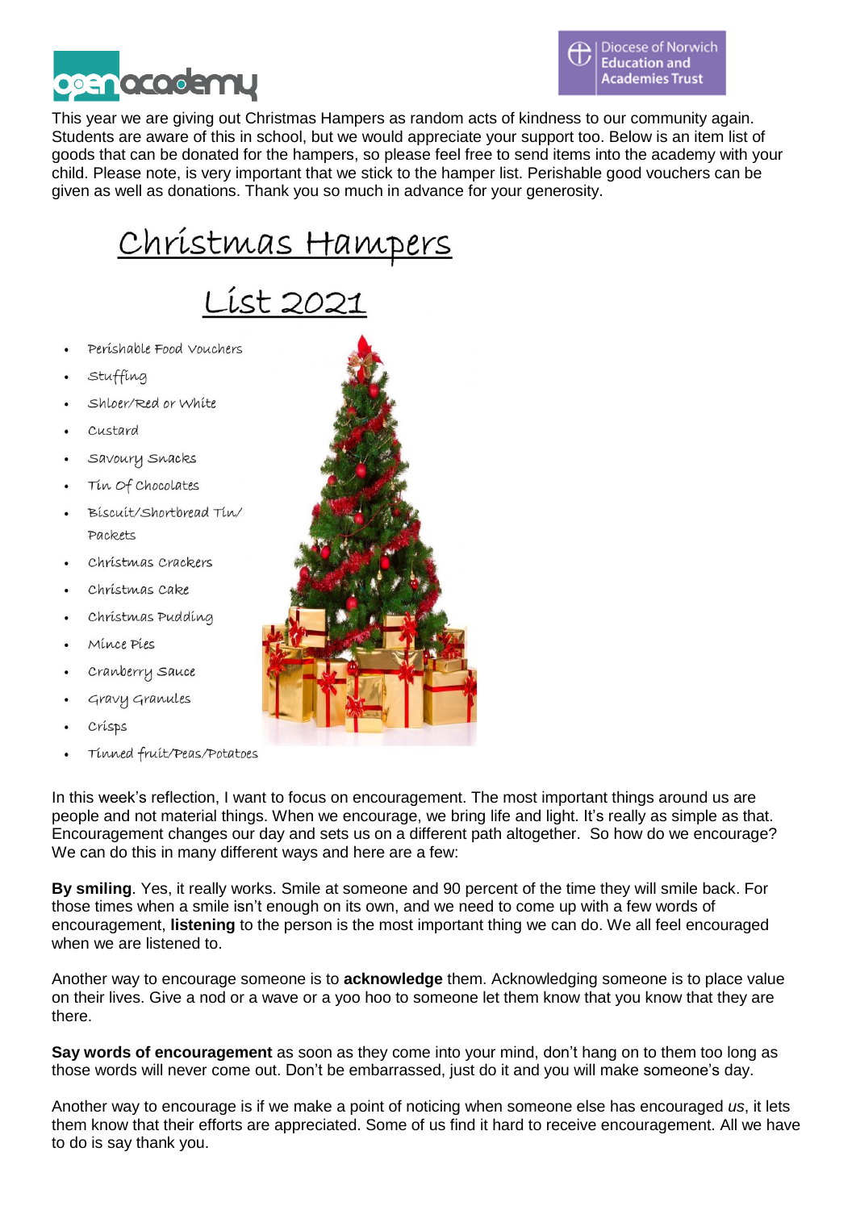This year we are giving out Christmas Hampers as random acts of kindness to our community again. Students are aware of this in school, but we would appreciate your support too. Below is an item list of goods that can be donated for the hampers, so please feel free to send items into the academy with your child. Please note, is very important that we stick to the hamper list. Perishable good vouchers can be given as well as donations. Thank you so much in advance for your generosity.

# Christmas Hampers

# List 2021

- Perishable Food Vouchers
- Stuffing
- Shloer/Red or White
- Custard
- Savoury Snacks
- Tin Of Chocolates
- Biscuit/Shortbread Tin/ Packets
- Christmas Crackers
- Christmas Cake
- Christmas Pudding
- Mince Pies
- Cranberry Sauce
- Gravy Granules
- Crisps
- Tinned fruit/Peas/Potatoes

In this week's reflection, I want to focus on encouragement. The most important things around us are people and not material things. When we encourage, we bring life and light. It's really as simple as that. Encouragement changes our day and sets us on a different path altogether. So how do we encourage? We can do this in many different ways and here are a few:

**By smiling**. Yes, it really works. Smile at someone and 90 percent of the time they will smile back. For those times when a smile isn't enough on its own, and we need to come up with a few words of encouragement, **listening** to the person is the most important thing we can do. We all feel encouraged when we are listened to.

Another way to encourage someone is to **acknowledge** them. Acknowledging someone is to place value on their lives. Give a nod or a wave or a yoo hoo to someone let them know that you know that they are there.

**Say words of encouragement** as soon as they come into your mind, don't hang on to them too long as those words will never come out. Don't be embarrassed, just do it and you will make someone's day.

Another way to encourage is if we make a point of noticing when someone else has encouraged *us*, it lets them know that their efforts are appreciated. Some of us find it hard to receive encouragement. All we have to do is say thank you.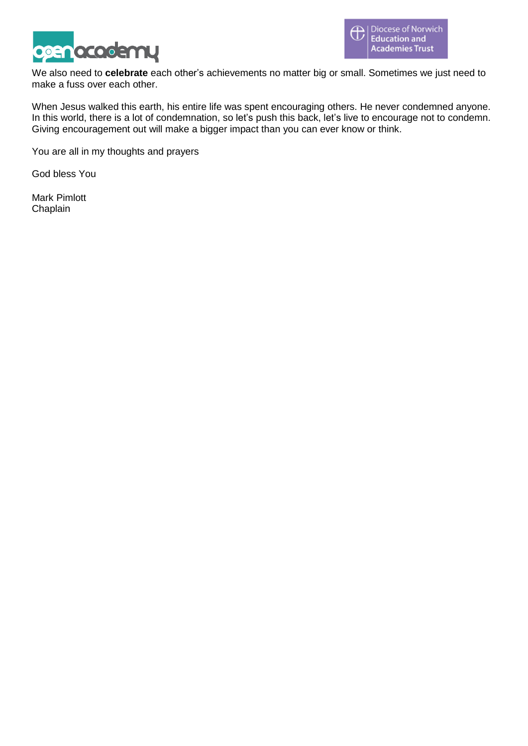We also need to **celebrate** each other's achievements no matter big or small. Sometimes we just need to make a fuss over each other.

When Jesus walked this earth, his entire life was spent encouraging others. He never condemned anyone. In this world, there is a lot of condemnation, so let's push this back, let's live to encourage not to condemn. Giving encouragement out will make a bigger impact than you can ever know or think.

You are all in my thoughts and prayers

God bless You

Mark Pimlott
Chaplain